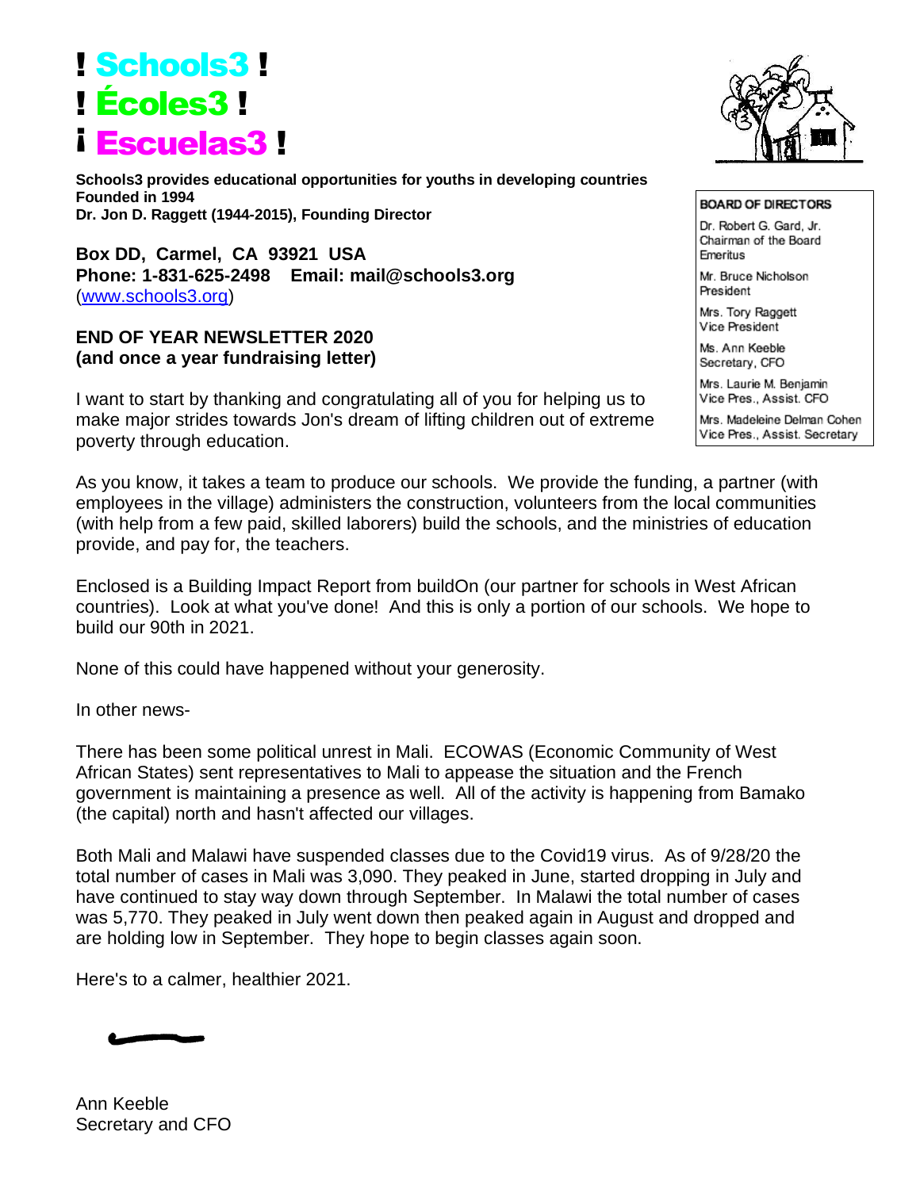# ! Schools3 !
# ! Écoles3 !
# ¡ Escuelas3 !

**Schools3 provides educational opportunities for youths in developing countries**
**Founded in 1994**
**Dr. Jon D. Raggett (1944-2015), Founding Director**

**Box DD, Carmel, CA 93921 USA**
**Phone: 1-831-625-2498 Email: mail@schools3.org**
(www.schools3.org)

**BOARD OF DIRECTORS**

Dr. Robert G. Gard, Jr.
Chairman of the Board Emeritus

Mr. Bruce Nicholson
President

Mrs. Tory Raggett
Vice President

Ms. Ann Keeble
Secretary, CFO

Mrs. Laurie M. Benjamin
Vice Pres., Assist. CFO

Mrs. Madeleine Delman Cohen
Vice Pres., Assist. Secretary

**END OF YEAR NEWSLETTER 2020**
**(and once a year fundraising letter)**

I want to start by thanking and congratulating all of you for helping us to make major strides towards Jon's dream of lifting children out of extreme poverty through education.

As you know, it takes a team to produce our schools. We provide the funding, a partner (with employees in the village) administers the construction, volunteers from the local communities (with help from a few paid, skilled laborers) build the schools, and the ministries of education provide, and pay for, the teachers.

Enclosed is a Building Impact Report from buildOn (our partner for schools in West African countries). Look at what you've done! And this is only a portion of our schools. We hope to build our 90th in 2021.

None of this could have happened without your generosity.

In other news-

There has been some political unrest in Mali. ECOWAS (Economic Community of West African States) sent representatives to Mali to appease the situation and the French government is maintaining a presence as well. All of the activity is happening from Bamako (the capital) north and hasn't affected our villages.

Both Mali and Malawi have suspended classes due to the Covid19 virus. As of 9/28/20 the total number of cases in Mali was 3,090. They peaked in June, started dropping in July and have continued to stay way down through September. In Malawi the total number of cases was 5,770. They peaked in July went down then peaked again in August and dropped and are holding low in September. They hope to begin classes again soon.

Here's to a calmer, healthier 2021.

Ann Keeble
Secretary and CFO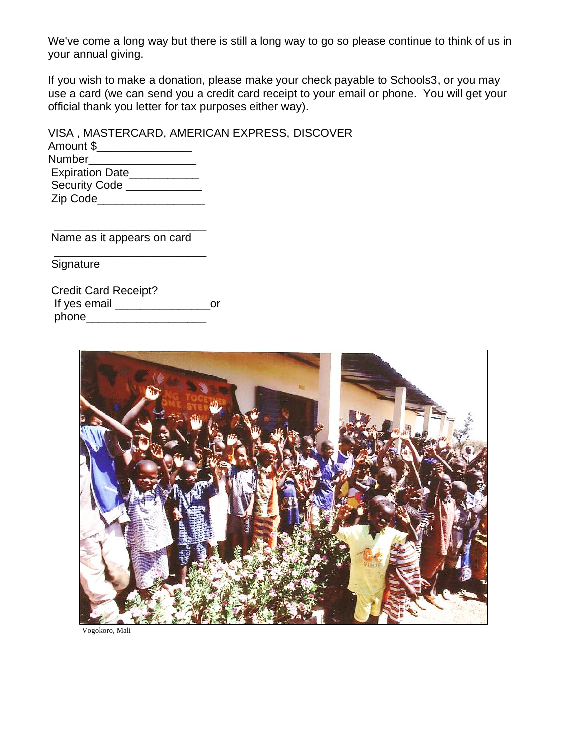We've come a long way but there is still a long way to go so please continue to think of us in your annual giving.

If you wish to make a donation, please make your check payable to Schools3, or you may use a card (we can send you a credit card receipt to your email or phone. You will get your official thank you letter for tax purposes either way).

VISA , MASTERCARD, AMERICAN EXPRESS, DISCOVER
Amount $_______________
Number_________________
Expiration Date___________
Security Code ____________
Zip Code_________________

_________________________
Name as it appears on card

_________________________
Signature

Credit Card Receipt?
If yes email _______________or
phone___________________

Vogokoro, Mali